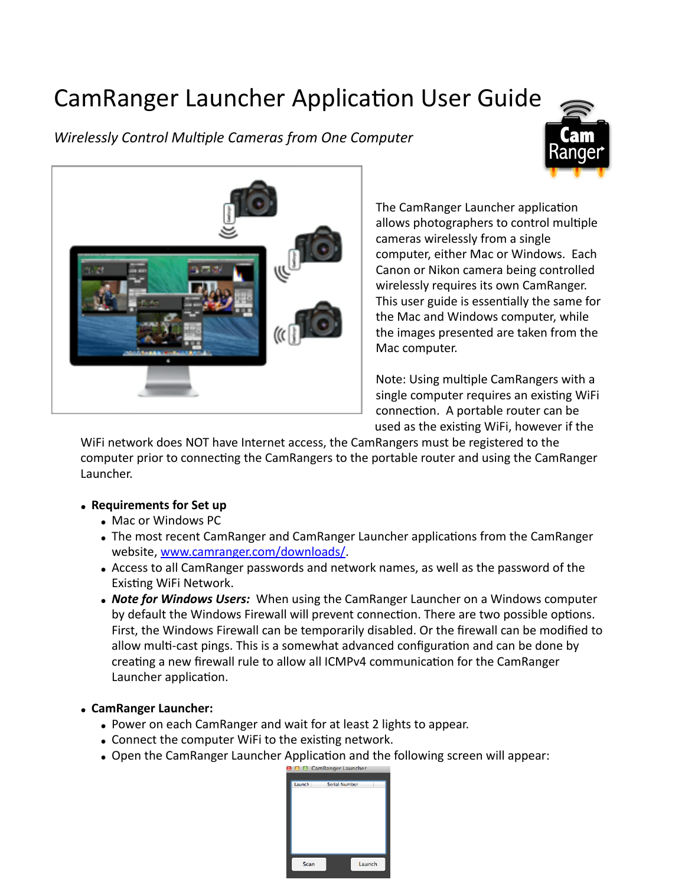# CamRanger Launcher Application User Guide

*Wirelessly Control Multiple Cameras from One Computer*

The CamRanger Launcher application allows photographers to control multiple cameras wirelessly from a single computer, either Mac or Windows. Each Canon or Nikon camera being controlled wirelessly requires its own CamRanger. This user guide is essentially the same for the Mac and Windows computer, while the images presented are taken from the Mac computer.

Note: Using multiple CamRangers with a single computer requires an existing WiFi connection. A portable router can be used as the existing WiFi, however if the WiFi network does NOT have Internet access, the CamRangers must be registered to the computer prior to connecting the CamRangers to the portable router and using the CamRanger Launcher.

- **Requirements for Set up**
  - Mac or Windows PC
  - The most recent CamRanger and CamRanger Launcher applications from the CamRanger website, [www.camranger.com/downloads/](www.camranger.com/downloads/).
  - Access to all CamRanger passwords and network names, as well as the password of the Existing WiFi Network.
  - ***Note for Windows Users:*** When using the CamRanger Launcher on a Windows computer by default the Windows Firewall will prevent connection. There are two possible options. First, the Windows Firewall can be temporarily disabled. Or the firewall can be modified to allow multi-cast pings. This is a somewhat advanced configuration and can be done by creating a new firewall rule to allow all ICMPv4 communication for the CamRanger Launcher application.

- **CamRanger Launcher:**
  - Power on each CamRanger and wait for at least 2 lights to appear.
  - Connect the computer WiFi to the existing network.
  - Open the CamRanger Launcher Application and the following screen will appear: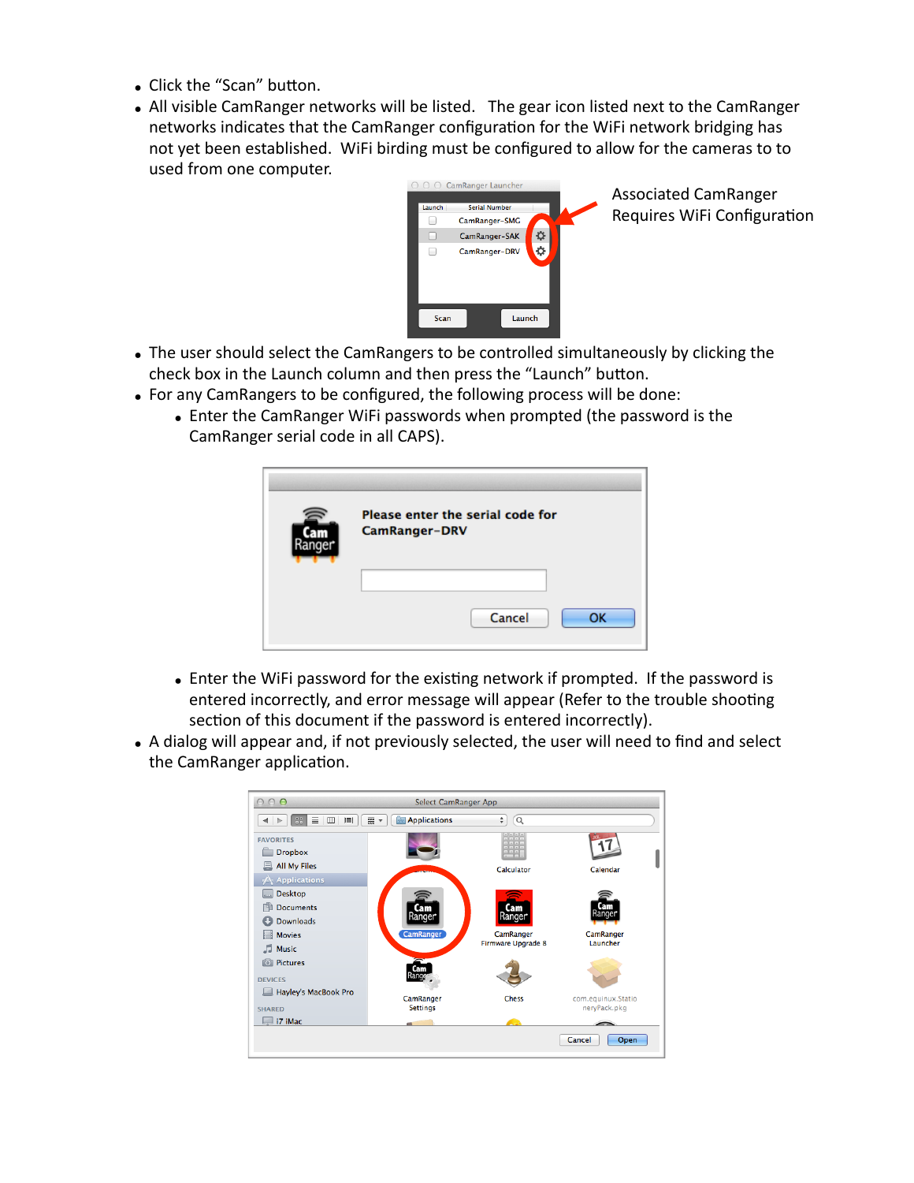- Click the “Scan” button.
- All visible CamRanger networks will be listed. The gear icon listed next to the CamRanger networks indicates that the CamRanger configuration for the WiFi network bridging has not yet been established. WiFi birding must be configured to allow for the cameras to to used from one computer.

Associated CamRanger Requires WiFi Configuration

- The user should select the CamRangers to be controlled simultaneously by clicking the check box in the Launch column and then press the “Launch” button.
- For any CamRangers to be configured, the following process will be done:
  - Enter the CamRanger WiFi passwords when prompted (the password is the CamRanger serial code in all CAPS).
  - Enter the WiFi password for the existing network if prompted. If the password is entered incorrectly, and error message will appear (Refer to the trouble shooting section of this document if the password is entered incorrectly).
- A dialog will appear and, if not previously selected, the user will need to find and select the CamRanger application.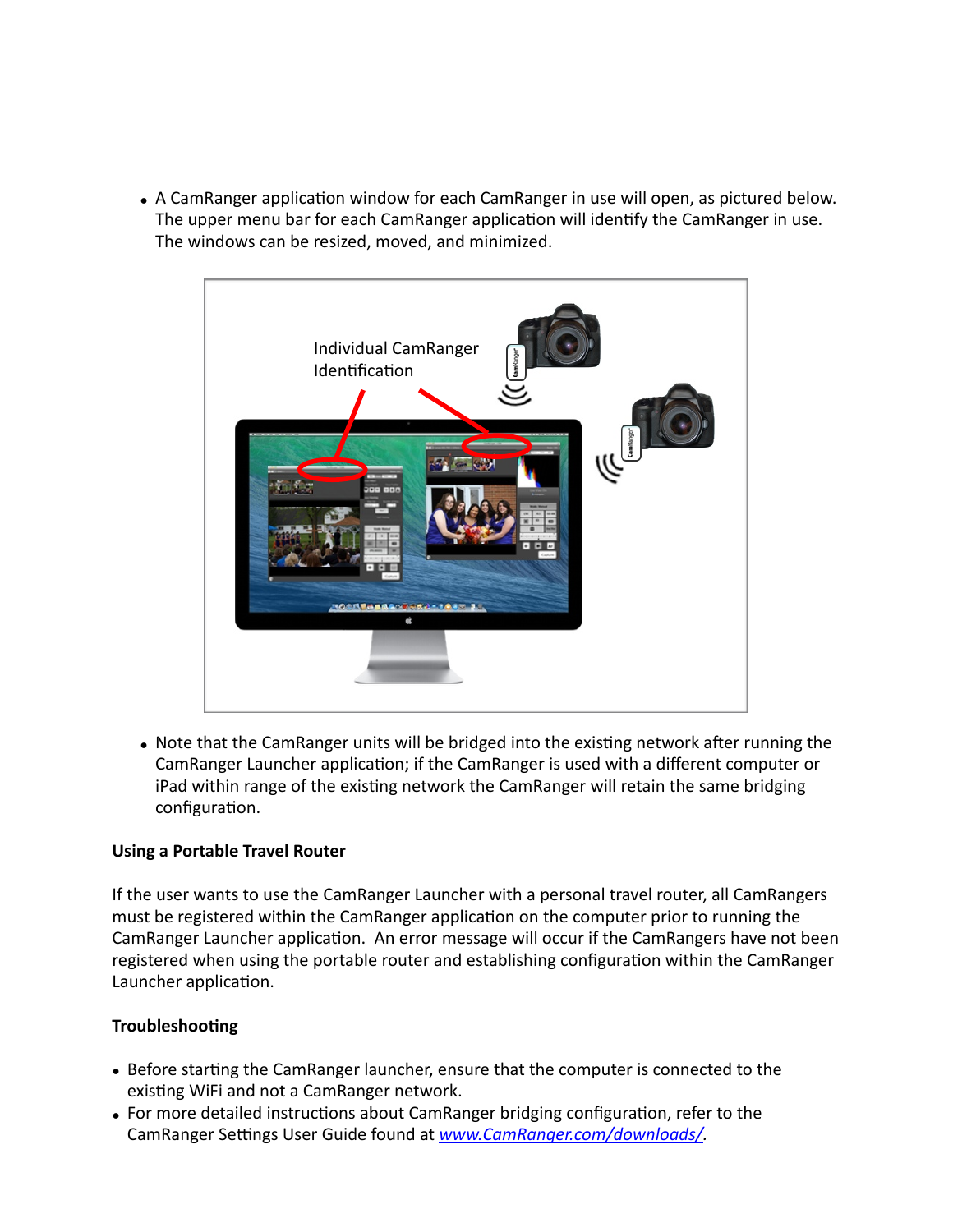- A CamRanger application window for each CamRanger in use will open, as pictured below. The upper menu bar for each CamRanger application will identify the CamRanger in use. The windows can be resized, moved, and minimized.

- Note that the CamRanger units will be bridged into the existing network after running the CamRanger Launcher application; if the CamRanger is used with a different computer or iPad within range of the existing network the CamRanger will retain the same bridging configuration.

**Using a Portable Travel Router**

If the user wants to use the CamRanger Launcher with a personal travel router, all CamRangers must be registered within the CamRanger application on the computer prior to running the CamRanger Launcher application. An error message will occur if the CamRangers have not been registered when using the portable router and establishing configuration within the CamRanger Launcher application.

**Troubleshooting**

- Before starting the CamRanger launcher, ensure that the computer is connected to the existing WiFi and not a CamRanger network.
- For more detailed instructions about CamRanger bridging configuration, refer to the CamRanger Settings User Guide found at *www.CamRanger.com/downloads/*.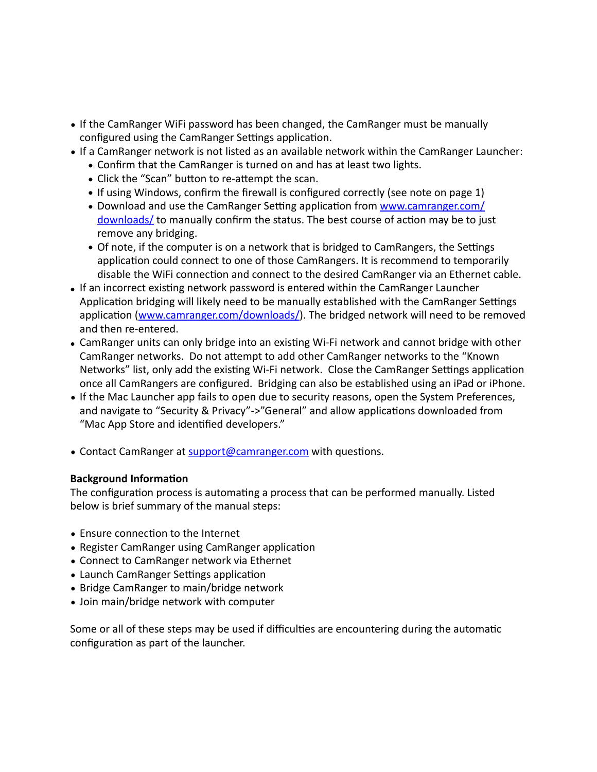- If the CamRanger WiFi password has been changed, the CamRanger must be manually configured using the CamRanger Settings application.
- If a CamRanger network is not listed as an available network within the CamRanger Launcher:
  - Confirm that the CamRanger is turned on and has at least two lights.
  - Click the "Scan" button to re-attempt the scan.
  - If using Windows, confirm the firewall is configured correctly (see note on page 1)
  - Download and use the CamRanger Setting application from [www.camranger.com/downloads/](www.camranger.com/downloads/) to manually confirm the status. The best course of action may be to just remove any bridging.
  - Of note, if the computer is on a network that is bridged to CamRangers, the Settings application could connect to one of those CamRangers. It is recommend to temporarily disable the WiFi connection and connect to the desired CamRanger via an Ethernet cable.
- If an incorrect existing network password is entered within the CamRanger Launcher Application bridging will likely need to be manually established with the CamRanger Settings application ([www.camranger.com/downloads/](www.camranger.com/downloads/)). The bridged network will need to be removed and then re-entered.
- CamRanger units can only bridge into an existing Wi-Fi network and cannot bridge with other CamRanger networks. Do not attempt to add other CamRanger networks to the "Known Networks" list, only add the existing Wi-Fi network. Close the CamRanger Settings application once all CamRangers are configured. Bridging can also be established using an iPad or iPhone.
- If the Mac Launcher app fails to open due to security reasons, open the System Preferences, and navigate to "Security & Privacy"->"General" and allow applications downloaded from "Mac App Store and identified developers."

- Contact CamRanger at [support@camranger.com](mailto:support@camranger.com) with questions.

**Background Information**

The configuration process is automating a process that can be performed manually. Listed below is brief summary of the manual steps:

- Ensure connection to the Internet
- Register CamRanger using CamRanger application
- Connect to CamRanger network via Ethernet
- Launch CamRanger Settings application
- Bridge CamRanger to main/bridge network
- Join main/bridge network with computer

Some or all of these steps may be used if difficulties are encountering during the automatic configuration as part of the launcher.